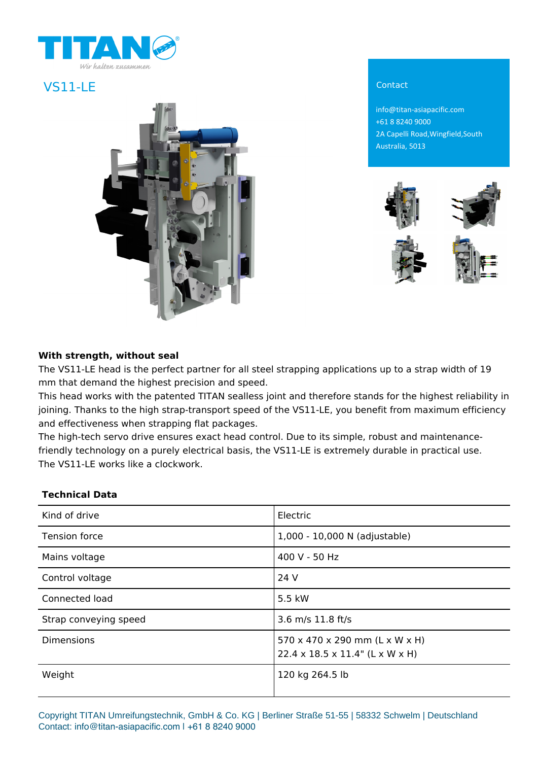TITAN

Wir halten zusammen

# VS11-LE

Contact

info@titan-asiapacific.com
+61 8 8240 9000
2A Capelli Road,Wingfield,South Australia, 5013

**With strength, without seal**

The VS11-LE head is the perfect partner for all steel strapping applications up to a strap width of 19 mm that demand the highest precision and speed.
This head works with the patented TITAN sealless joint and therefore stands for the highest reliability in joining. Thanks to the high strap-transport speed of the VS11-LE, you benefit from maximum efficiency and effectiveness when strapping flat packages.
The high-tech servo drive ensures exact head control. Due to its simple, robust and maintenance-friendly technology on a purely electrical basis, the VS11-LE is extremely durable in practical use.
The VS11-LE works like a clockwork.

**Technical Data**

| | |
|---|---|
| Kind of drive | Electric |
| Tension force | 1,000 - 10,000 N (adjustable) |
| Mains voltage | 400 V - 50 Hz |
| Control voltage | 24 V |
| Connected load | 5.5 kW |
| Strap conveying speed | 3.6 m/s 11.8 ft/s |
| Dimensions | 570 x 470 x 290 mm (L x W x H)<br>22.4 x 18.5 x 11.4" (L x W x H) |
| Weight | 120 kg 264.5 lb |

Copyright TITAN Umreifungstechnik, GmbH & Co. KG | Berliner Straße 51-55 | 58332 Schwelm | Deutschland
Contact: info@titan-asiapacific.com I +61 8 8240 9000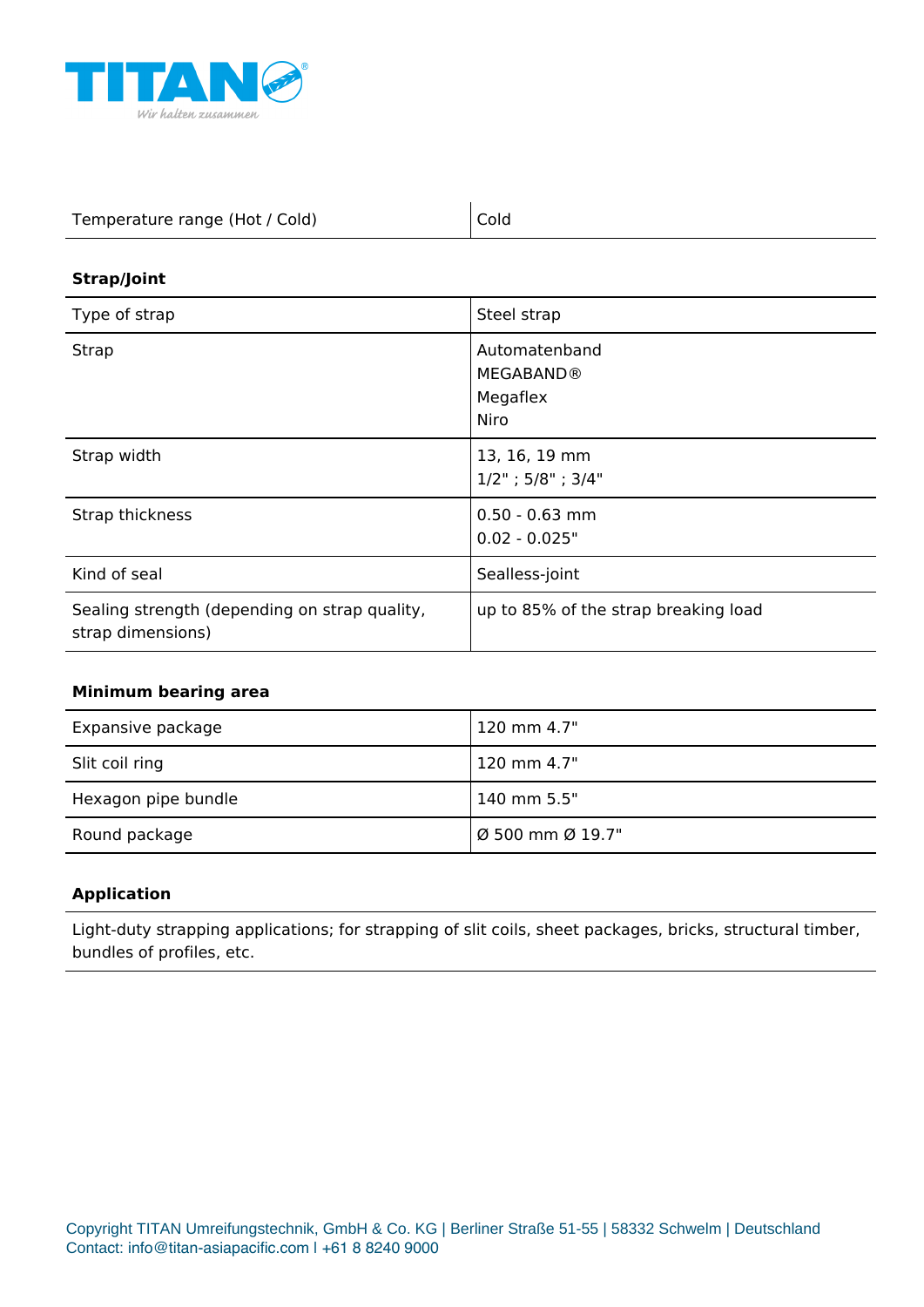| | |
|---|---|
| Temperature range (Hot / Cold) | Cold |

**Strap/Joint**

| | |
|---|---|
| Type of strap | Steel strap |
| Strap | Automatenband<br>MEGABAND®<br>Megaflex<br>Niro |
| Strap width | 13, 16, 19 mm<br>1/2" ; 5/8" ; 3/4" |
| Strap thickness | 0.50 - 0.63 mm<br>0.02 - 0.025" |
| Kind of seal | Sealless-joint |
| Sealing strength (depending on strap quality, strap dimensions) | up to 85% of the strap breaking load |

**Minimum bearing area**

| | |
|---|---|
| Expansive package | 120 mm 4.7" |
| Slit coil ring | 120 mm 4.7" |
| Hexagon pipe bundle | 140 mm 5.5" |
| Round package | Ø 500 mm Ø 19.7" |

**Application**

Light-duty strapping applications; for strapping of slit coils, sheet packages, bricks, structural timber, bundles of profiles, etc.